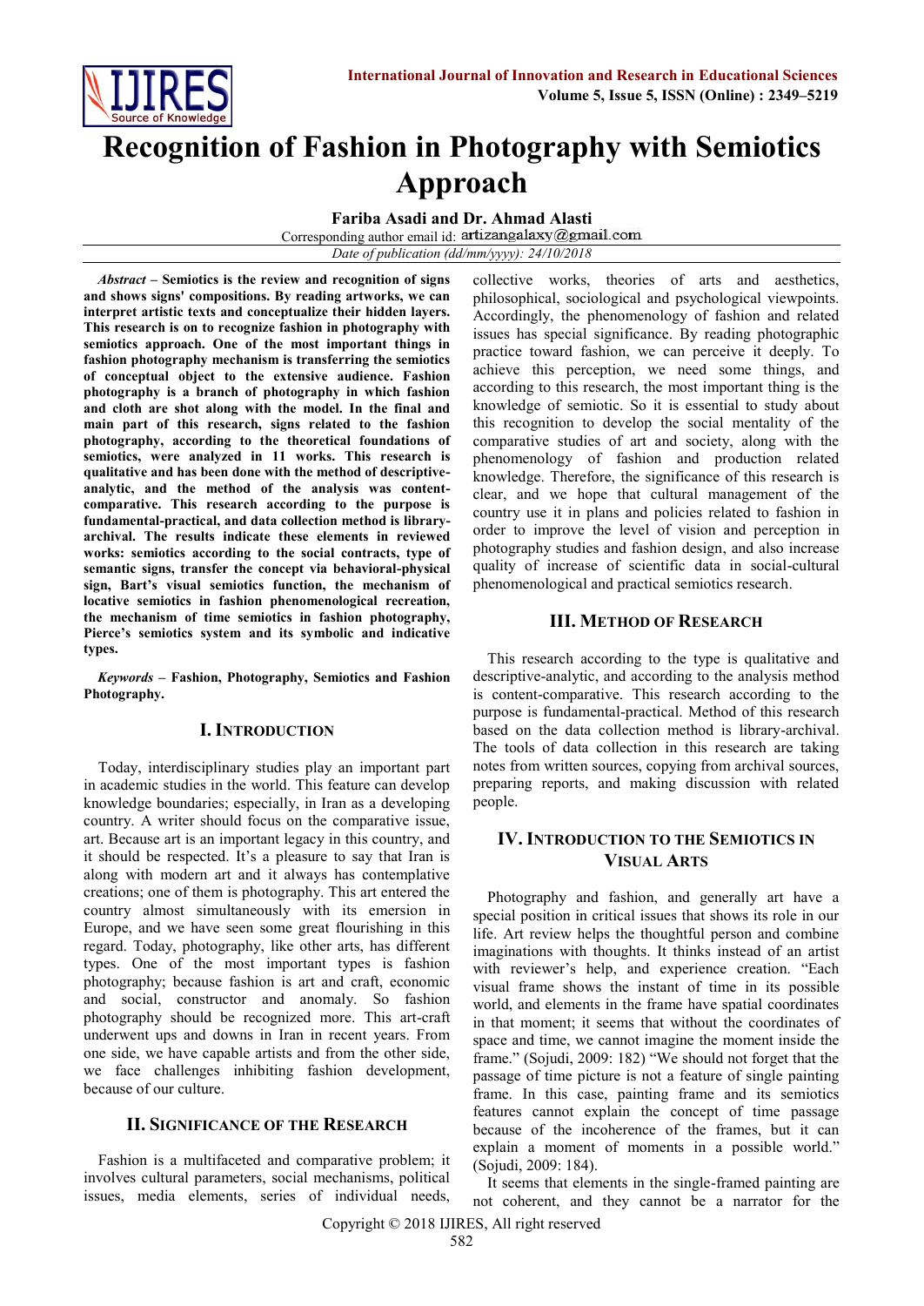# Recognition of Fashion in Photography with Semiotics Approach

**Fariba Asadi and Dr. Ahmad Alasti**

Corresponding author email id: artizangalaxy@gmail.com

*Date of publication (dd/mm/yyyy): 24/10/2018*

***Abstract* – Semiotics is the review and recognition of signs and shows signs' compositions. By reading artworks, we can interpret artistic texts and conceptualize their hidden layers. This research is on to recognize fashion in photography with semiotics approach. One of the most important things in fashion photography mechanism is transferring the semiotics of conceptual object to the extensive audience. Fashion photography is a branch of photography in which fashion and cloth are shot along with the model. In the final and main part of this research, signs related to the fashion photography, according to the theoretical foundations of semiotics, were analyzed in 11 works. This research is qualitative and has been done with the method of descriptive-analytic, and the method of the analysis was content-comparative. This research according to the purpose is fundamental-practical, and data collection method is library-archival. The results indicate these elements in reviewed works: semiotics according to the social contracts, type of semantic signs, transfer the concept via behavioral-physical sign, Bart's visual semiotics function, the mechanism of locative semiotics in fashion phenomenological recreation, the mechanism of time semiotics in fashion photography, Pierce's semiotics system and its symbolic and indicative types.**

***Keywords* – Fashion, Photography, Semiotics and Fashion Photography.**

## I. Introduction

Today, interdisciplinary studies play an important part in academic studies in the world. This feature can develop knowledge boundaries; especially, in Iran as a developing country. A writer should focus on the comparative issue, art. Because art is an important legacy in this country, and it should be respected. It's a pleasure to say that Iran is along with modern art and it always has contemplative creations; one of them is photography. This art entered the country almost simultaneously with its emersion in Europe, and we have seen some great flourishing in this regard. Today, photography, like other arts, has different types. One of the most important types is fashion photography; because fashion is art and craft, economic and social, constructor and anomaly. So fashion photography should be recognized more. This art-craft underwent ups and downs in Iran in recent years. From one side, we have capable artists and from the other side, we face challenges inhibiting fashion development, because of our culture.

## II. Significance of the Research

Fashion is a multifaceted and comparative problem; it involves cultural parameters, social mechanisms, political issues, media elements, series of individual needs, collective works, theories of arts and aesthetics, philosophical, sociological and psychological viewpoints. Accordingly, the phenomenology of fashion and related issues has special significance. By reading photographic practice toward fashion, we can perceive it deeply. To achieve this perception, we need some things, and according to this research, the most important thing is the knowledge of semiotic. So it is essential to study about this recognition to develop the social mentality of the comparative studies of art and society, along with the phenomenology of fashion and production related knowledge. Therefore, the significance of this research is clear, and we hope that cultural management of the country use it in plans and policies related to fashion in order to improve the level of vision and perception in photography studies and fashion design, and also increase quality of increase of scientific data in social-cultural phenomenological and practical semiotics research.

## III. Method of Research

This research according to the type is qualitative and descriptive-analytic, and according to the analysis method is content-comparative. This research according to the purpose is fundamental-practical. Method of this research based on the data collection method is library-archival. The tools of data collection in this research are taking notes from written sources, copying from archival sources, preparing reports, and making discussion with related people.

## IV. Introduction to the Semiotics in Visual Arts

Photography and fashion, and generally art have a special position in critical issues that shows its role in our life. Art review helps the thoughtful person and combine imaginations with thoughts. It thinks instead of an artist with reviewer's help, and experience creation. "Each visual frame shows the instant of time in its possible world, and elements in the frame have spatial coordinates in that moment; it seems that without the coordinates of space and time, we cannot imagine the moment inside the frame." (Sojudi, 2009: 182) "We should not forget that the passage of time picture is not a feature of single painting frame. In this case, painting frame and its semiotics features cannot explain the concept of time passage because of the incoherence of the frames, but it can explain a moment of moments in a possible world." (Sojudi, 2009: 184).

It seems that elements in the single-framed painting are not coherent, and they cannot be a narrator for the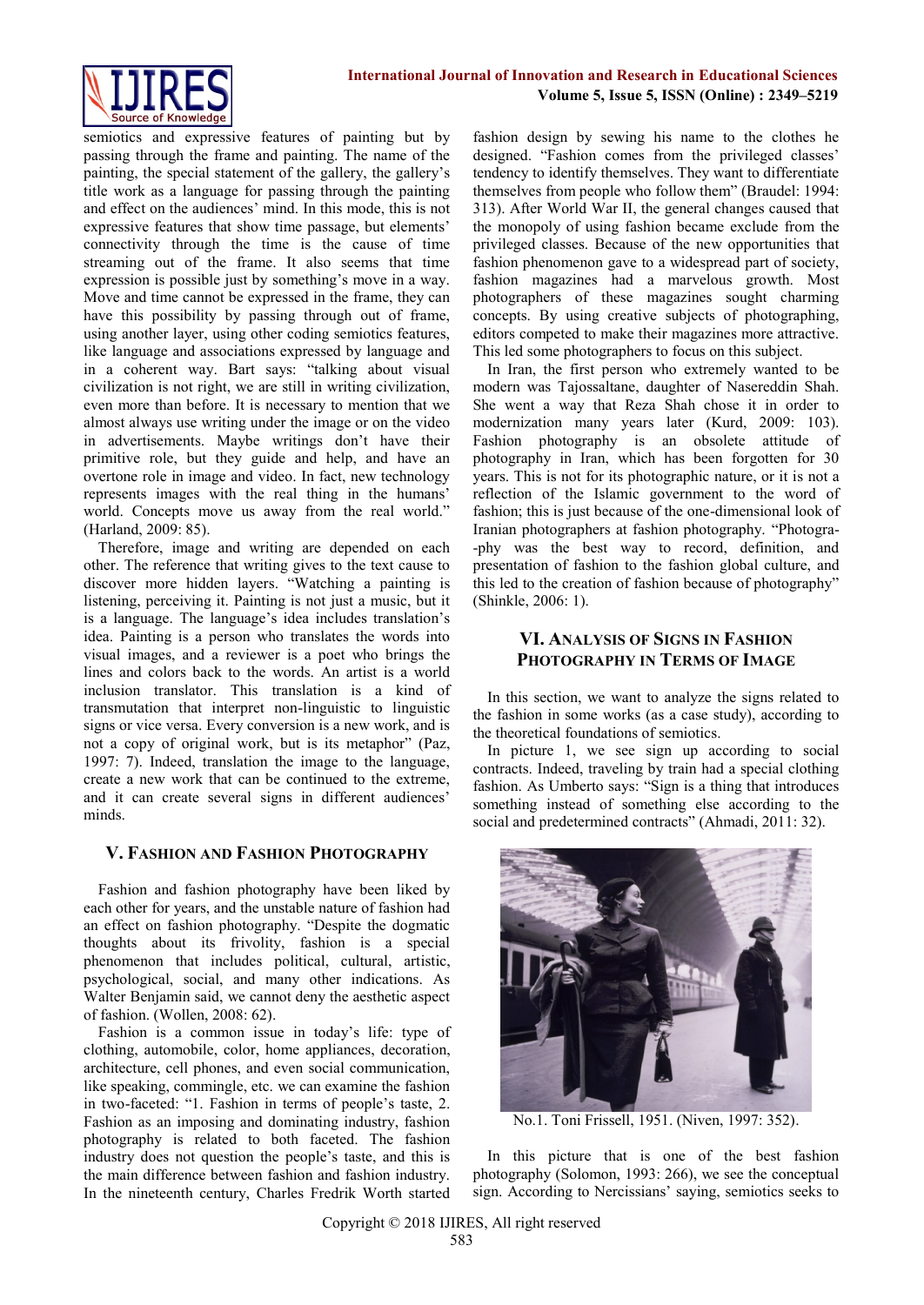semiotics and expressive features of painting but by passing through the frame and painting. The name of the painting, the special statement of the gallery, the gallery's title work as a language for passing through the painting and effect on the audiences' mind. In this mode, this is not expressive features that show time passage, but elements' connectivity through the time is the cause of time streaming out of the frame. It also seems that time expression is possible just by something's move in a way. Move and time cannot be expressed in the frame, they can have this possibility by passing through out of frame, using another layer, using other coding semiotics features, like language and associations expressed by language and in a coherent way. Bart says: "talking about visual civilization is not right, we are still in writing civilization, even more than before. It is necessary to mention that we almost always use writing under the image or on the video in advertisements. Maybe writings don't have their primitive role, but they guide and help, and have an overtone role in image and video. In fact, new technology represents images with the real thing in the humans' world. Concepts move us away from the real world." (Harland, 2009: 85).

Therefore, image and writing are depended on each other. The reference that writing gives to the text cause to discover more hidden layers. "Watching a painting is listening, perceiving it. Painting is not just a music, but it is a language. The language's idea includes translation's idea. Painting is a person who translates the words into visual images, and a reviewer is a poet who brings the lines and colors back to the words. An artist is a world inclusion translator. This translation is a kind of transmutation that interpret non-linguistic to linguistic signs or vice versa. Every conversion is a new work, and is not a copy of original work, but is its metaphor" (Paz, 1997: 7). Indeed, translation the image to the language, create a new work that can be continued to the extreme, and it can create several signs in different audiences' minds.

## V. Fashion and Fashion Photography

Fashion and fashion photography have been liked by each other for years, and the unstable nature of fashion had an effect on fashion photography. "Despite the dogmatic thoughts about its frivolity, fashion is a special phenomenon that includes political, cultural, artistic, psychological, social, and many other indications. As Walter Benjamin said, we cannot deny the aesthetic aspect of fashion. (Wollen, 2008: 62).

Fashion is a common issue in today's life: type of clothing, automobile, color, home appliances, decoration, architecture, cell phones, and even social communication, like speaking, commingle, etc. we can examine the fashion in two-faceted: "1. Fashion in terms of people's taste, 2. Fashion as an imposing and dominating industry, fashion photography is related to both faceted. The fashion industry does not question the people's taste, and this is the main difference between fashion and fashion industry. In the nineteenth century, Charles Fredrik Worth started fashion design by sewing his name to the clothes he designed. "Fashion comes from the privileged classes' tendency to identify themselves. They want to differentiate themselves from people who follow them" (Braudel: 1994: 313). After World War II, the general changes caused that the monopoly of using fashion became exclude from the privileged classes. Because of the new opportunities that fashion phenomenon gave to a widespread part of society, fashion magazines had a marvelous growth. Most photographers of these magazines sought charming concepts. By using creative subjects of photographing, editors competed to make their magazines more attractive. This led some photographers to focus on this subject.

In Iran, the first person who extremely wanted to be modern was Tajossaltane, daughter of Nasereddin Shah. She went a way that Reza Shah chose it in order to modernization many years later (Kurd, 2009: 103). Fashion photography is an obsolete attitude of photography in Iran, which has been forgotten for 30 years. This is not for its photographic nature, or it is not a reflection of the Islamic government to the word of fashion; this is just because of the one-dimensional look of Iranian photographers at fashion photography. "Photography was the best way to record, definition, and presentation of fashion to the fashion global culture, and this led to the creation of fashion because of photography" (Shinkle, 2006: 1).

## VI. Analysis of Signs in Fashion Photography in Terms of Image

In this section, we want to analyze the signs related to the fashion in some works (as a case study), according to the theoretical foundations of semiotics.

In picture 1, we see sign up according to social contracts. Indeed, traveling by train had a special clothing fashion. As Umberto says: "Sign is a thing that introduces something instead of something else according to the social and predetermined contracts" (Ahmadi, 2011: 32).

No.1. Toni Frissell, 1951. (Niven, 1997: 352).

In this picture that is one of the best fashion photography (Solomon, 1993: 266), we see the conceptual sign. According to Nercissians' saying, semiotics seeks to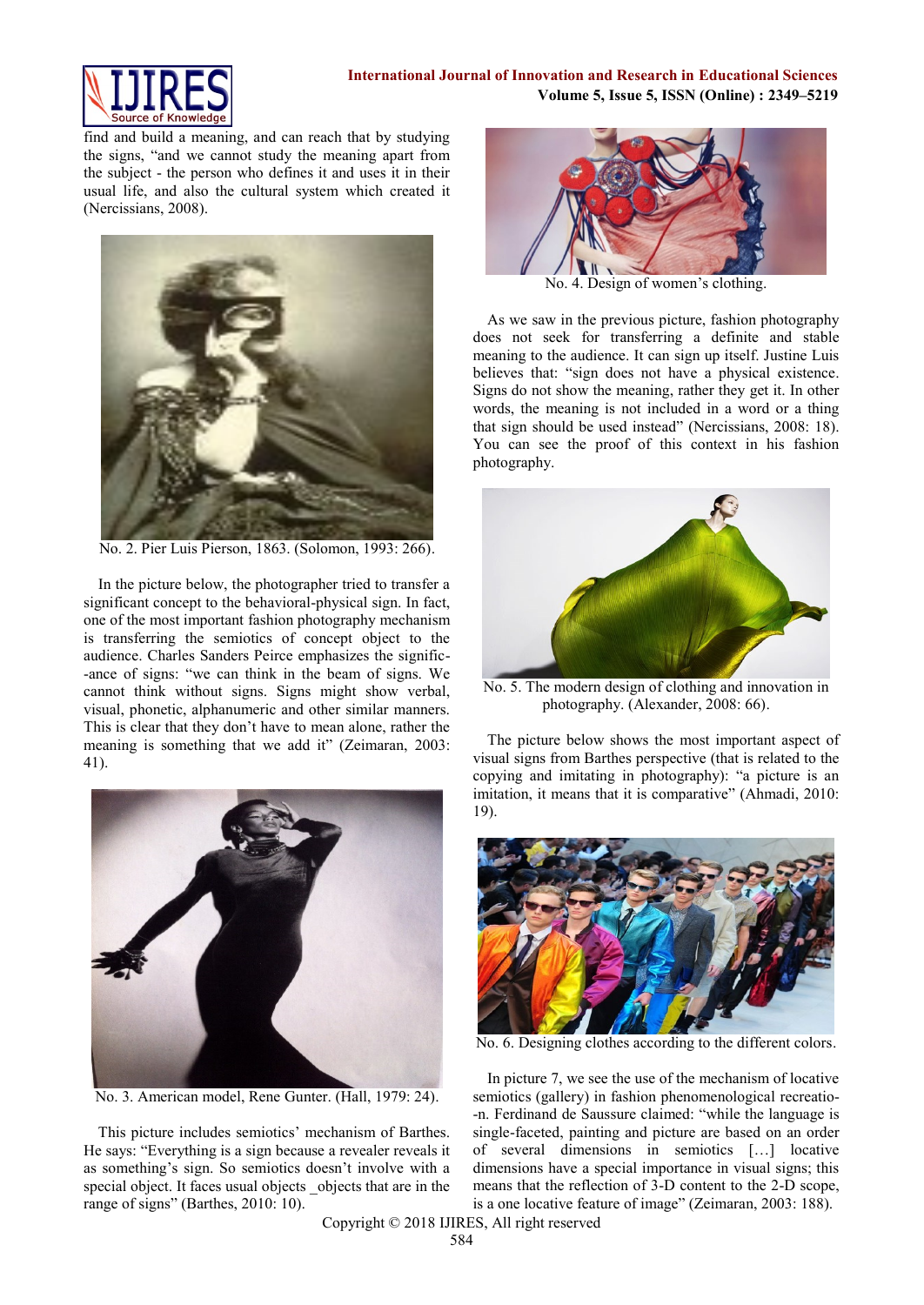find and build a meaning, and can reach that by studying the signs, "and we cannot study the meaning apart from the subject - the person who defines it and uses it in their usual life, and also the cultural system which created it (Nercissians, 2008).

No. 2. Pier Luis Pierson, 1863. (Solomon, 1993: 266).

In the picture below, the photographer tried to transfer a significant concept to the behavioral-physical sign. In fact, one of the most important fashion photography mechanism is transferring the semiotics of concept object to the audience. Charles Sanders Peirce emphasizes the significance of signs: "we can think in the beam of signs. We cannot think without signs. Signs might show verbal, visual, phonetic, alphanumeric and other similar manners. This is clear that they don't have to mean alone, rather the meaning is something that we add it" (Zeimaran, 2003: 41).

No. 3. American model, Rene Gunter. (Hall, 1979: 24).

This picture includes semiotics' mechanism of Barthes. He says: "Everything is a sign because a revealer reveals it as something's sign. So semiotics doesn't involve with a special object. It faces usual objects _objects that are in the range of signs" (Barthes, 2010: 10).

No. 4. Design of women's clothing.

As we saw in the previous picture, fashion photography does not seek for transferring a definite and stable meaning to the audience. It can sign up itself. Justine Luis believes that: "sign does not have a physical existence. Signs do not show the meaning, rather they get it. In other words, the meaning is not included in a word or a thing that sign should be used instead" (Nercissians, 2008: 18). You can see the proof of this context in his fashion photography.

No. 5. The modern design of clothing and innovation in photography. (Alexander, 2008: 66).

The picture below shows the most important aspect of visual signs from Barthes perspective (that is related to the copying and imitating in photography): "a picture is an imitation, it means that it is comparative" (Ahmadi, 2010: 19).

No. 6. Designing clothes according to the different colors.

In picture 7, we see the use of the mechanism of locative semiotics (gallery) in fashion phenomenological recreation. Ferdinand de Saussure claimed: "while the language is single-faceted, painting and picture are based on an order of several dimensions in semiotics […] locative dimensions have a special importance in visual signs; this means that the reflection of 3-D content to the 2-D scope, is a one locative feature of image" (Zeimaran, 2003: 188).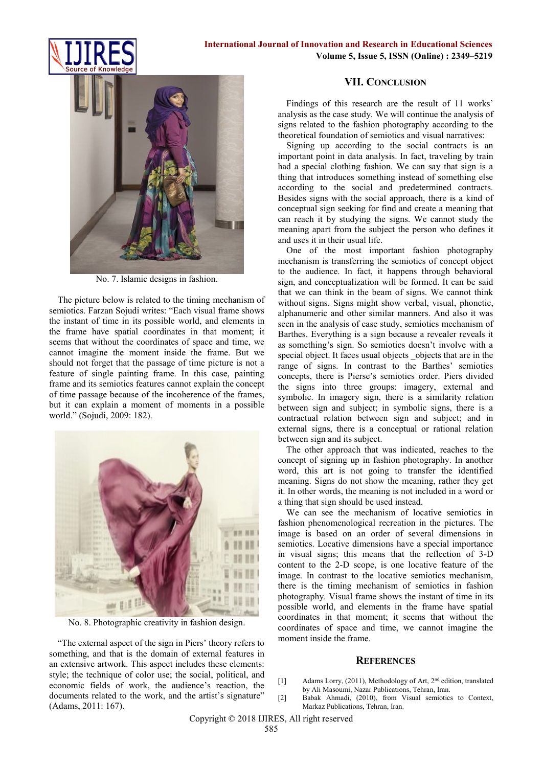No. 7. Islamic designs in fashion.

The picture below is related to the timing mechanism of semiotics. Farzan Sojudi writes: "Each visual frame shows the instant of time in its possible world, and elements in the frame have spatial coordinates in that moment; it seems that without the coordinates of space and time, we cannot imagine the moment inside the frame. But we should not forget that the passage of time picture is not a feature of single painting frame. In this case, painting frame and its semiotics features cannot explain the concept of time passage because of the incoherence of the frames, but it can explain a moment of moments in a possible world." (Sojudi, 2009: 182).

No. 8. Photographic creativity in fashion design.

"The external aspect of the sign in Piers' theory refers to something, and that is the domain of external features in an extensive artwork. This aspect includes these elements: style; the technique of color use; the social, political, and economic fields of work, the audience's reaction, the documents related to the work, and the artist's signature" (Adams, 2011: 167).

## VII. Conclusion

Findings of this research are the result of 11 works' analysis as the case study. We will continue the analysis of signs related to the fashion photography according to the theoretical foundation of semiotics and visual narratives:

Signing up according to the social contracts is an important point in data analysis. In fact, traveling by train had a special clothing fashion. We can say that sign is a thing that introduces something instead of something else according to the social and predetermined contracts. Besides signs with the social approach, there is a kind of conceptual sign seeking for find and create a meaning that can reach it by studying the signs. We cannot study the meaning apart from the subject the person who defines it and uses it in their usual life.

One of the most important fashion photography mechanism is transferring the semiotics of concept object to the audience. In fact, it happens through behavioral sign, and conceptualization will be formed. It can be said that we can think in the beam of signs. We cannot think without signs. Signs might show verbal, visual, phonetic, alphanumeric and other similar manners. And also it was seen in the analysis of case study, semiotics mechanism of Barthes. Everything is a sign because a revealer reveals it as something's sign. So semiotics doesn't involve with a special object. It faces usual objects _objects that are in the range of signs. In contrast to the Barthes' semiotics concepts, there is Pierse's semiotics order. Piers divided the signs into three groups: imagery, external and symbolic. In imagery sign, there is a similarity relation between sign and subject; in symbolic signs, there is a contractual relation between sign and subject; and in external signs, there is a conceptual or rational relation between sign and its subject.

The other approach that was indicated, reaches to the concept of signing up in fashion photography. In another word, this art is not going to transfer the identified meaning. Signs do not show the meaning, rather they get it. In other words, the meaning is not included in a word or a thing that sign should be used instead.

We can see the mechanism of locative semiotics in fashion phenomenological recreation in the pictures. The image is based on an order of several dimensions in semiotics. Locative dimensions have a special importance in visual signs; this means that the reflection of 3-D content to the 2-D scope, is one locative feature of the image. In contrast to the locative semiotics mechanism, there is the timing mechanism of semiotics in fashion photography. Visual frame shows the instant of time in its possible world, and elements in the frame have spatial coordinates in that moment; it seems that without the coordinates of space and time, we cannot imagine the moment inside the frame.

## References

[1] Adams Lorry, (2011), Methodology of Art, 2nd edition, translated by Ali Masoumi, Nazar Publications, Tehran, Iran.

[2] Babak Ahmadi, (2010), from Visual semiotics to Context, Markaz Publications, Tehran, Iran.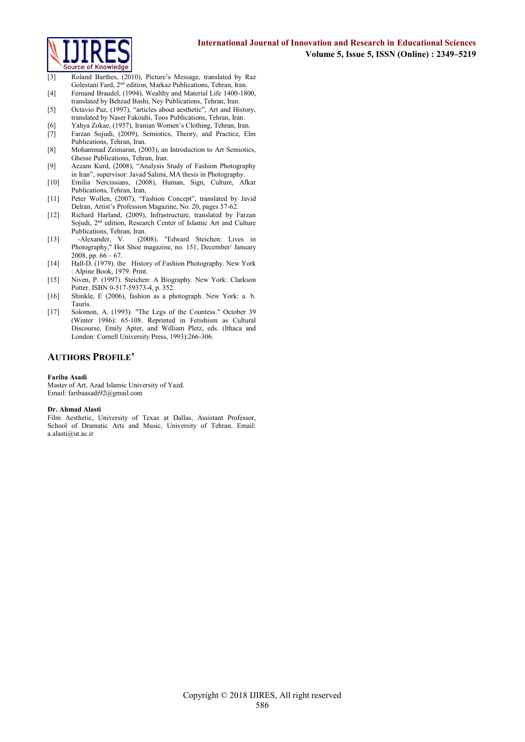[3] Roland Barthes, (2010), Picture's Message, translated by Raz Golestani Fard, 2nd edition, Markaz Publications, Tehran, Iran.

[4] Fernand Braudel, (1994), Wealthy and Material Life 1400-1800, translated by Behzad Bashi, Ney Publications, Tehran, Iran.

[5] Octavio Paz, (1997), "articles about aesthetic", Art and History, translated by Naser Fakouhi, Toos Publications, Tehran, Iran.

[6] Yahya Zokae, (1957), Iranian Women's Clothing, Tehran, Iran.

[7] Farzan Sojudi, (2009), Semiotics, Theory, and Practice, Elm Publications, Tehran, Iran.

[8] Mohammad Zeimaran, (2003), an Introduction to Art Semiotics, Ghesse Publications, Tehran, Iran.

[9] Aezam Kurd, (2008), "Analysis Study of Fashion Photography in Iran", supervisor: Javad Salimi, MA thesis in Photography.

[10] Emilia Nercissians, (2008), Human, Sign, Culture, Afkar Publications, Tehran, Iran.

[11] Peter Wollen, (2007), "Fashion Concept", translated by Javid Delran, Artist's Profession Magazine, No. 20, pages 57-62.

[12] Richard Harland, (2009), Infrastructure, translated by Farzan Sojudi, 2nd edition, Research Center of Islamic Art and Culture Publications, Tehran, Iran.

[13] -Alexander, V. (2008). "Edward Steichen: Lives in Photography," Hot Shoe magazine, no. 151, December/ January 2008, pp. 66 – 67.

[14] Hall-D. (1979). the History of Fashion Photography. New York : Alpine Book, 1979. Print.

[15] Niven, P. (1997). Steichen: A Biography. New York: Clarkson Potter. ISBN 0-517-59373-4, p. 352.

[16] Shinkle, E (2006), fashion as a photograph. New York: a. b. Tauris.

[17] Solomon, A. (1993). "The Legs of the Countess." October 39 (Winter 1986): 65-108. Reprinted in Fetishism as Cultural Discourse, Emily Apter, and William Pletz, eds. (Ithaca and London: Cornell University Press, 1993):266-306.

## AUTHORS PROFILE'

**Fariba Asadi**
Master of Art, Azad Islamic University of Yazd.
Email: faribaasadi92@gmail.com

**Dr. Ahmad Alasti**
Film Aesthetic, University of Texas at Dallas, Assistant Professor, School of Dramatic Arts and Music, University of Tehran. Email: a.alasti@ut.ac.ir